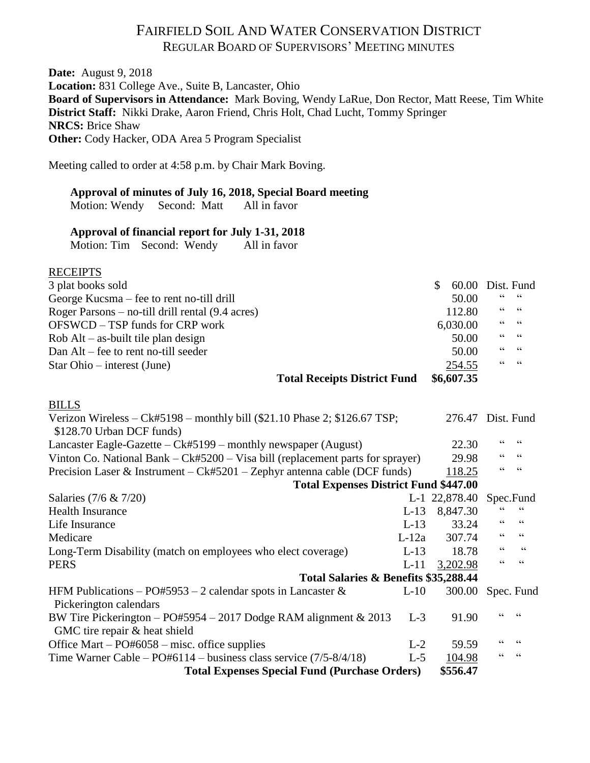# FAIRFIELD SOIL AND WATER CONSERVATION DISTRICT

## REGULAR BOARD OF SUPERVISORS' MEETING MINUTES

**Date:** August 9, 2018
**Location:** 831 College Ave., Suite B, Lancaster, Ohio
**Board of Supervisors in Attendance:** Mark Boving, Wendy LaRue, Don Rector, Matt Reese, Tim White
**District Staff:** Nikki Drake, Aaron Friend, Chris Holt, Chad Lucht, Tommy Springer
**NRCS:** Brice Shaw
**Other:** Cody Hacker, ODA Area 5 Program Specialist

Meeting called to order at 4:58 p.m. by Chair Mark Boving.

**Approval of minutes of July 16, 2018, Special Board meeting**
Motion: Wendy Second: Matt All in favor

**Approval of financial report for July 1-31, 2018**
Motion: Tim Second: Wendy All in favor

RECEIPTS

| | | |
|---|---|---|
| 3 plat books sold | $ 60.00 | Dist. Fund |
| George Kucsma – fee to rent no-till drill | 50.00 | " " |
| Roger Parsons – no-till drill rental (9.4 acres) | 112.80 | " " |
| OFSWCD – TSP funds for CRP work | 6,030.00 | " " |
| Rob Alt – as-built tile plan design | 50.00 | " " |
| Dan Alt – fee to rent no-till seeder | 50.00 | " " |
| Star Ohio – interest (June) | 254.55 | " " |
| **Total Receipts District Fund** | **$6,607.35** | |

BILLS

| | | | |
|---|---|---|---|
| Verizon Wireless – Ck#5198 – monthly bill ($21.10 Phase 2; $126.67 TSP; $128.70 Urban DCF funds) | | 276.47 | Dist. Fund |
| Lancaster Eagle-Gazette – Ck#5199 – monthly newspaper (August) | | 22.30 | " " |
| Vinton Co. National Bank – Ck#5200 – Visa bill (replacement parts for sprayer) | | 29.98 | " " |
| Precision Laser & Instrument – Ck#5201 – Zephyr antenna cable (DCF funds) | | 118.25 | " " |
| **Total Expenses District Fund** | | **$447.00** | |
| Salaries (7/6 & 7/20) | L-1 | 22,878.40 | Spec.Fund |
| Health Insurance | L-13 | 8,847.30 | " " |
| Life Insurance | L-13 | 33.24 | " " |
| Medicare | L-12a | 307.74 | " " |
| Long-Term Disability (match on employees who elect coverage) | L-13 | 18.78 | " " |
| PERS | L-11 | 3,202.98 | " " |
| **Total Salaries & Benefits** | | **$35,288.44** | |
| HFM Publications – PO#5953 – 2 calendar spots in Lancaster & Pickerington calendars | L-10 | 300.00 | Spec. Fund |
| BW Tire Pickerington – PO#5954 – 2017 Dodge RAM alignment & 2013 GMC tire repair & heat shield | L-3 | 91.90 | " " |
| Office Mart – PO#6058 – misc. office supplies | L-2 | 59.59 | " " |
| Time Warner Cable – PO#6114 – business class service (7/5-8/4/18) | L-5 | 104.98 | " " |
| **Total Expenses Special Fund (Purchase Orders)** | | **$556.47** | |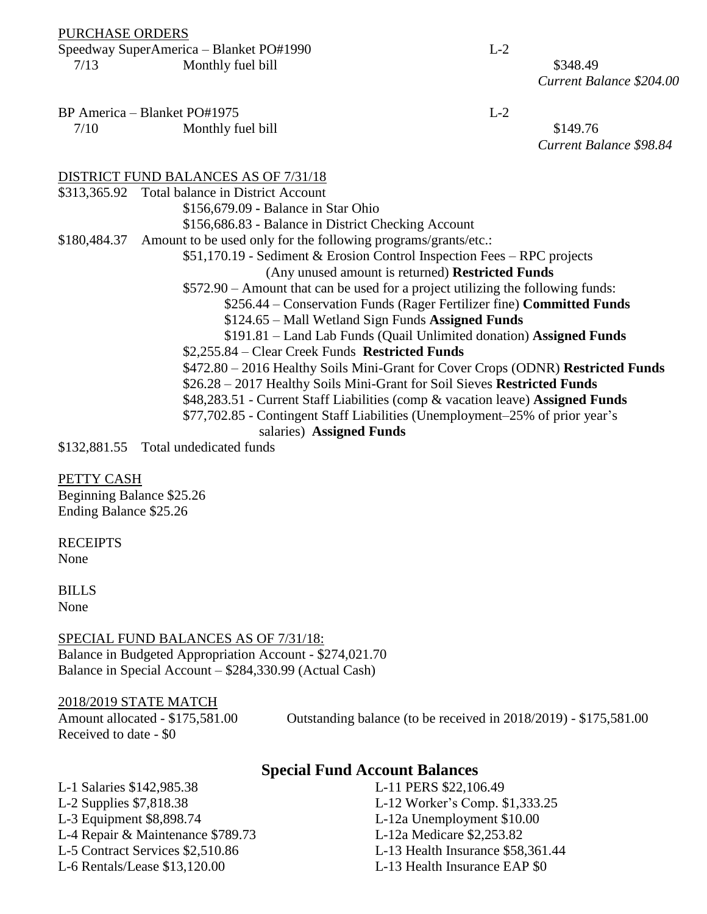PURCHASE ORDERS

Speedway SuperAmerica – Blanket PO#1990 L-2

7/13 Monthly fuel bill $348.49

*Current Balance $204.00*

BP America – Blanket PO#1975 L-2

7/10 Monthly fuel bill $149.76

*Current Balance $98.84*

DISTRICT FUND BALANCES AS OF 7/31/18

$313,365.92 Total balance in District Account

- $156,679.09 - Balance in Star Ohio
- $156,686.83 - Balance in District Checking Account

$180,484.37 Amount to be used only for the following programs/grants/etc.:

- $51,170.19 - Sediment & Erosion Control Inspection Fees – RPC projects (Any unused amount is returned) **Restricted Funds**
- $572.90 – Amount that can be used for a project utilizing the following funds:
  - $256.44 – Conservation Funds (Rager Fertilizer fine) **Committed Funds**
  - $124.65 – Mall Wetland Sign Funds **Assigned Funds**
  - $191.81 – Land Lab Funds (Quail Unlimited donation) **Assigned Funds**
- $2,255.84 – Clear Creek Funds **Restricted Funds**
- $472.80 – 2016 Healthy Soils Mini-Grant for Cover Crops (ODNR) **Restricted Funds**
- $26.28 – 2017 Healthy Soils Mini-Grant for Soil Sieves **Restricted Funds**
- $48,283.51 - Current Staff Liabilities (comp & vacation leave) **Assigned Funds**
- $77,702.85 - Contingent Staff Liabilities (Unemployment–25% of prior year's salaries) **Assigned Funds**

$132,881.55 Total undedicated funds

PETTY CASH

Beginning Balance $25.26

Ending Balance $25.26

RECEIPTS

None

BILLS

None

SPECIAL FUND BALANCES AS OF 7/31/18:

Balance in Budgeted Appropriation Account - $274,021.70

Balance in Special Account – $284,330.99 (Actual Cash)

2018/2019 STATE MATCH

Amount allocated - $175,581.00

Received to date - $0

Outstanding balance (to be received in 2018/2019) - $175,581.00

## Special Fund Account Balances

L-1 Salaries $142,985.38

L-2 Supplies $7,818.38

L-3 Equipment $8,898.74

L-4 Repair & Maintenance $789.73

L-5 Contract Services $2,510.86

L-6 Rentals/Lease $13,120.00

L-11 PERS $22,106.49

L-12 Worker's Comp. $1,333.25

L-12a Unemployment $10.00

L-12a Medicare $2,253.82

L-13 Health Insurance $58,361.44

L-13 Health Insurance EAP $0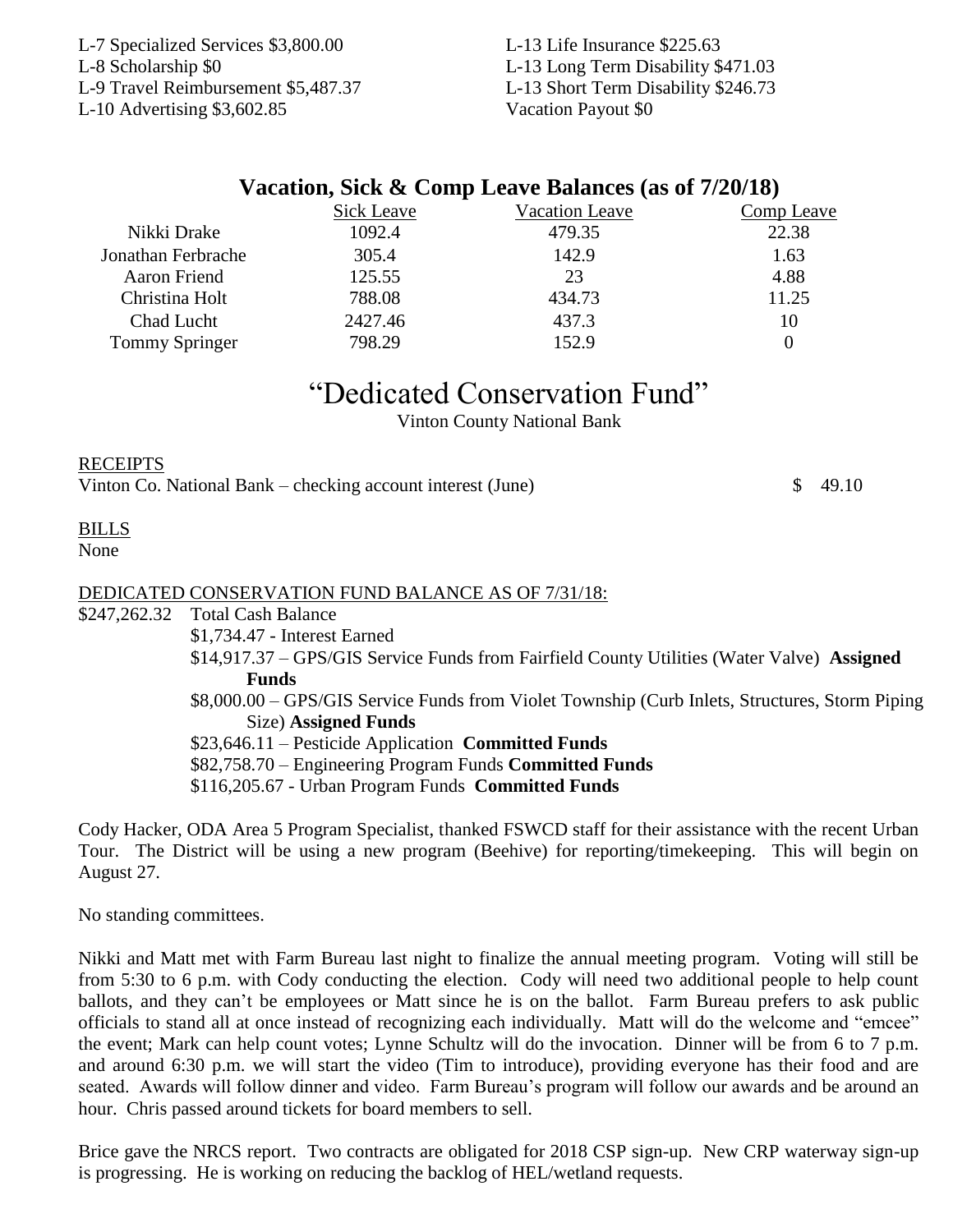L-7 Specialized Services $3,800.00
L-8 Scholarship $0
L-9 Travel Reimbursement $5,487.37
L-10 Advertising $3,602.85
L-13 Life Insurance $225.63
L-13 Long Term Disability $471.03
L-13 Short Term Disability $246.73
Vacation Payout $0

## Vacation, Sick & Comp Leave Balances (as of 7/20/18)

| | Sick Leave | Vacation Leave | Comp Leave |
|---|---|---|---|
| Nikki Drake | 1092.4 | 479.35 | 22.38 |
| Jonathan Ferbrache | 305.4 | 142.9 | 1.63 |
| Aaron Friend | 125.55 | 23 | 4.88 |
| Christina Holt | 788.08 | 434.73 | 11.25 |
| Chad Lucht | 2427.46 | 437.3 | 10 |
| Tommy Springer | 798.29 | 152.9 | 0 |

# "Dedicated Conservation Fund"

Vinton County National Bank

RECEIPTS

Vinton Co. National Bank – checking account interest (June) $ 49.10

BILLS

None

DEDICATED CONSERVATION FUND BALANCE AS OF 7/31/18:

$247,262.32 Total Cash Balance

- $1,734.47 - Interest Earned
- $14,917.37 – GPS/GIS Service Funds from Fairfield County Utilities (Water Valve) **Assigned Funds**
- $8,000.00 – GPS/GIS Service Funds from Violet Township (Curb Inlets, Structures, Storm Piping Size) **Assigned Funds**
- $23,646.11 – Pesticide Application **Committed Funds**
- $82,758.70 – Engineering Program Funds **Committed Funds**
- $116,205.67 - Urban Program Funds **Committed Funds**

Cody Hacker, ODA Area 5 Program Specialist, thanked FSWCD staff for their assistance with the recent Urban Tour. The District will be using a new program (Beehive) for reporting/timekeeping. This will begin on August 27.

No standing committees.

Nikki and Matt met with Farm Bureau last night to finalize the annual meeting program. Voting will still be from 5:30 to 6 p.m. with Cody conducting the election. Cody will need two additional people to help count ballots, and they can't be employees or Matt since he is on the ballot. Farm Bureau prefers to ask public officials to stand all at once instead of recognizing each individually. Matt will do the welcome and "emcee" the event; Mark can help count votes; Lynne Schultz will do the invocation. Dinner will be from 6 to 7 p.m. and around 6:30 p.m. we will start the video (Tim to introduce), providing everyone has their food and are seated. Awards will follow dinner and video. Farm Bureau's program will follow our awards and be around an hour. Chris passed around tickets for board members to sell.

Brice gave the NRCS report. Two contracts are obligated for 2018 CSP sign-up. New CRP waterway sign-up is progressing. He is working on reducing the backlog of HEL/wetland requests.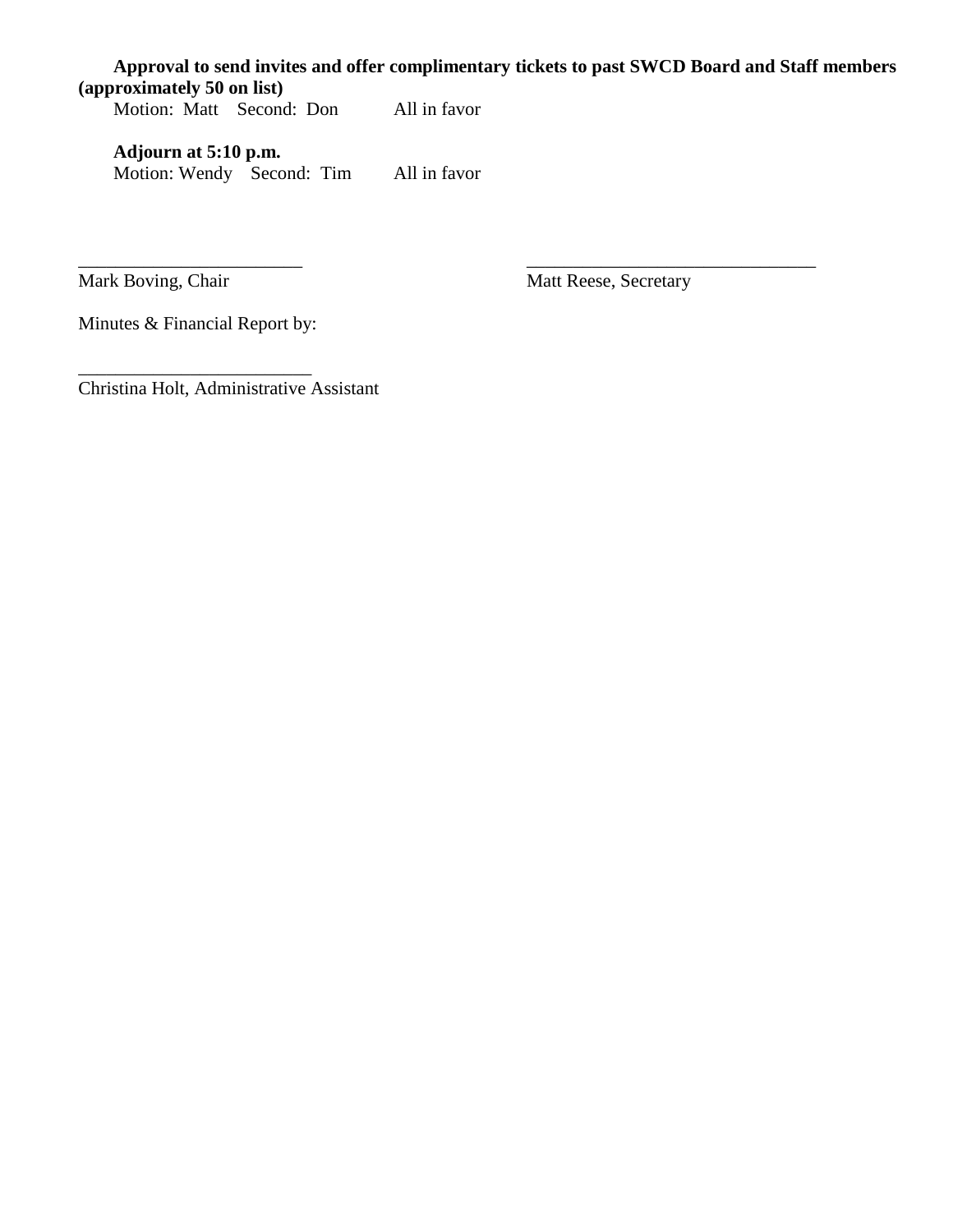**Approval to send invites and offer complimentary tickets to past SWCD Board and Staff members (approximately 50 on list)**

Motion: Matt Second: Don All in favor

**Adjourn at 5:10 p.m.**

Motion: Wendy Second: Tim All in favor

________________________
Mark Boving, Chair

________________________
Matt Reese, Secretary

Minutes & Financial Report by:

________________________
Christina Holt, Administrative Assistant